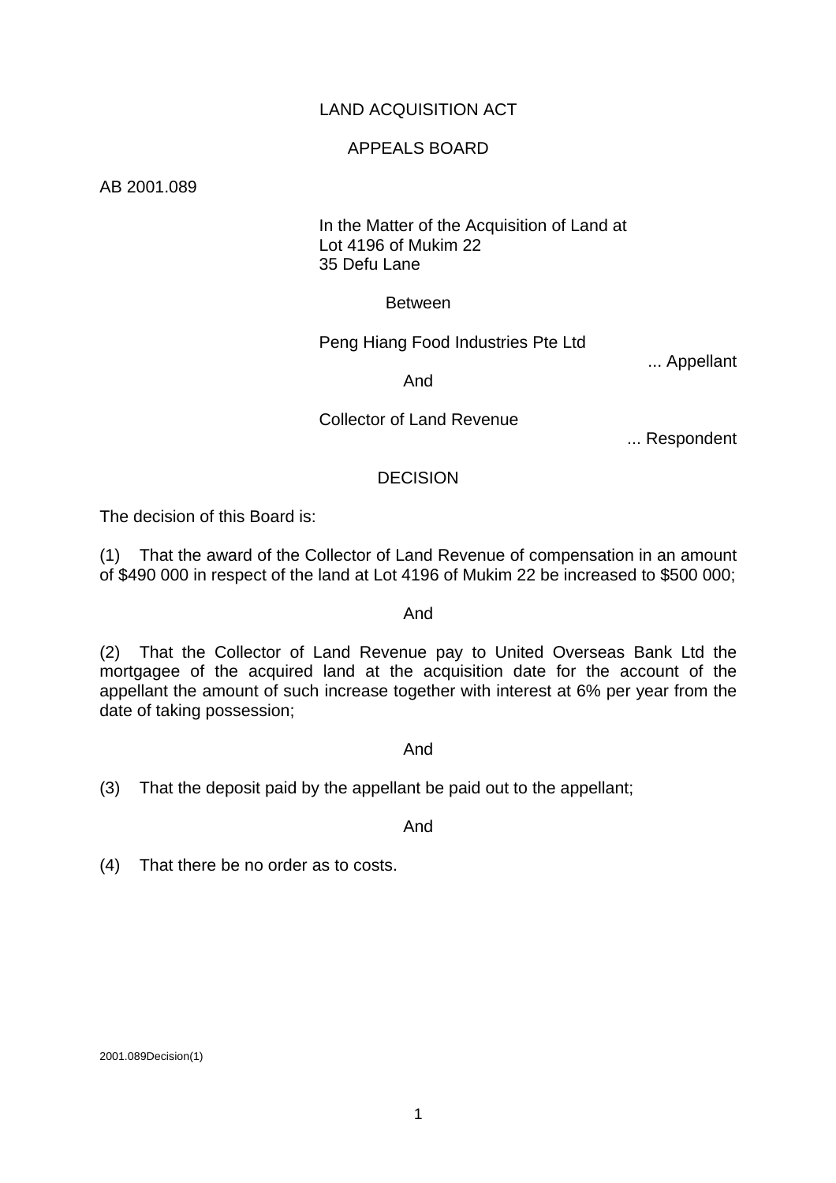LAND ACQUISITION ACT

APPEALS BOARD

AB 2001.089

In the Matter of the Acquisition of Land at
Lot 4196 of Mukim 22
35 Defu Lane

Between

Peng Hiang Food Industries Pte Ltd

... Appellant

And

Collector of Land Revenue

... Respondent

DECISION

The decision of this Board is:

(1) That the award of the Collector of Land Revenue of compensation in an amount of $490 000 in respect of the land at Lot 4196 of Mukim 22 be increased to $500 000;

And

(2) That the Collector of Land Revenue pay to United Overseas Bank Ltd the mortgagee of the acquired land at the acquisition date for the account of the appellant the amount of such increase together with interest at 6% per year from the date of taking possession;

And

(3) That the deposit paid by the appellant be paid out to the appellant;

And

(4) That there be no order as to costs.

2001.089Decision(1)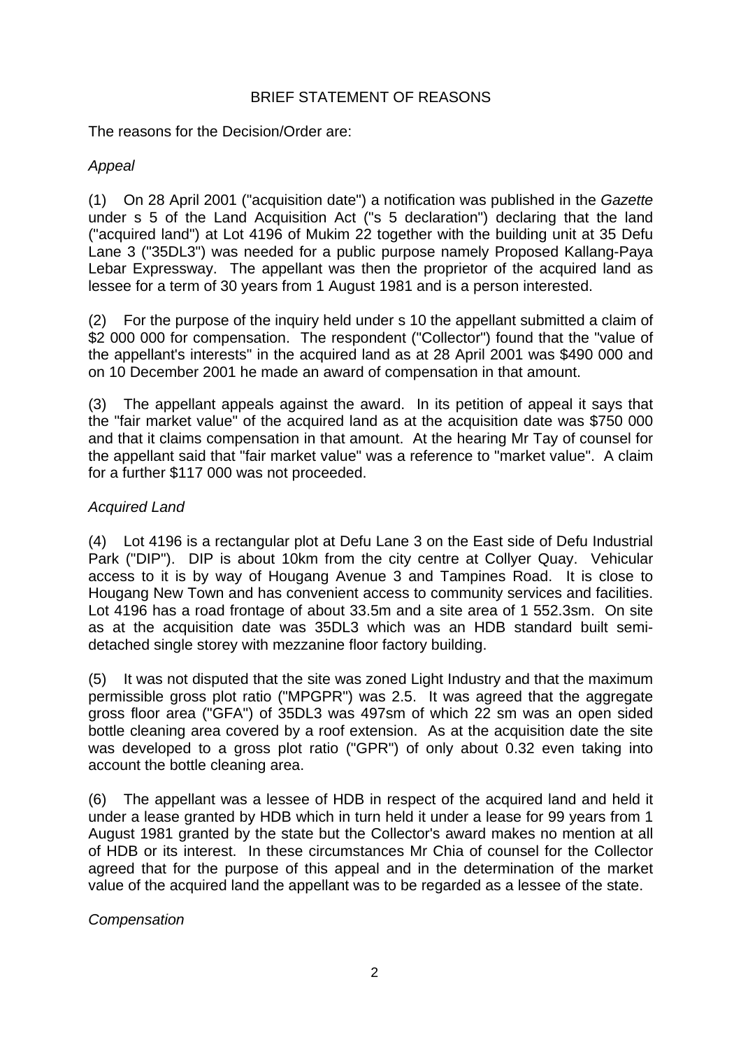## BRIEF STATEMENT OF REASONS

The reasons for the Decision/Order are:

*Appeal*

(1) On 28 April 2001 ("acquisition date") a notification was published in the *Gazette* under s 5 of the Land Acquisition Act ("s 5 declaration") declaring that the land ("acquired land") at Lot 4196 of Mukim 22 together with the building unit at 35 Defu Lane 3 ("35DL3") was needed for a public purpose namely Proposed Kallang-Paya Lebar Expressway. The appellant was then the proprietor of the acquired land as lessee for a term of 30 years from 1 August 1981 and is a person interested.

(2) For the purpose of the inquiry held under s 10 the appellant submitted a claim of $2 000 000 for compensation. The respondent ("Collector") found that the "value of the appellant's interests" in the acquired land as at 28 April 2001 was $490 000 and on 10 December 2001 he made an award of compensation in that amount.

(3) The appellant appeals against the award. In its petition of appeal it says that the "fair market value" of the acquired land as at the acquisition date was $750 000 and that it claims compensation in that amount. At the hearing Mr Tay of counsel for the appellant said that "fair market value" was a reference to "market value". A claim for a further $117 000 was not proceeded.

*Acquired Land*

(4) Lot 4196 is a rectangular plot at Defu Lane 3 on the East side of Defu Industrial Park ("DIP"). DIP is about 10km from the city centre at Collyer Quay. Vehicular access to it is by way of Hougang Avenue 3 and Tampines Road. It is close to Hougang New Town and has convenient access to community services and facilities. Lot 4196 has a road frontage of about 33.5m and a site area of 1 552.3sm. On site as at the acquisition date was 35DL3 which was an HDB standard built semi-detached single storey with mezzanine floor factory building.

(5) It was not disputed that the site was zoned Light Industry and that the maximum permissible gross plot ratio ("MPGPR") was 2.5. It was agreed that the aggregate gross floor area ("GFA") of 35DL3 was 497sm of which 22 sm was an open sided bottle cleaning area covered by a roof extension. As at the acquisition date the site was developed to a gross plot ratio ("GPR") of only about 0.32 even taking into account the bottle cleaning area.

(6) The appellant was a lessee of HDB in respect of the acquired land and held it under a lease granted by HDB which in turn held it under a lease for 99 years from 1 August 1981 granted by the state but the Collector's award makes no mention at all of HDB or its interest. In these circumstances Mr Chia of counsel for the Collector agreed that for the purpose of this appeal and in the determination of the market value of the acquired land the appellant was to be regarded as a lessee of the state.

*Compensation*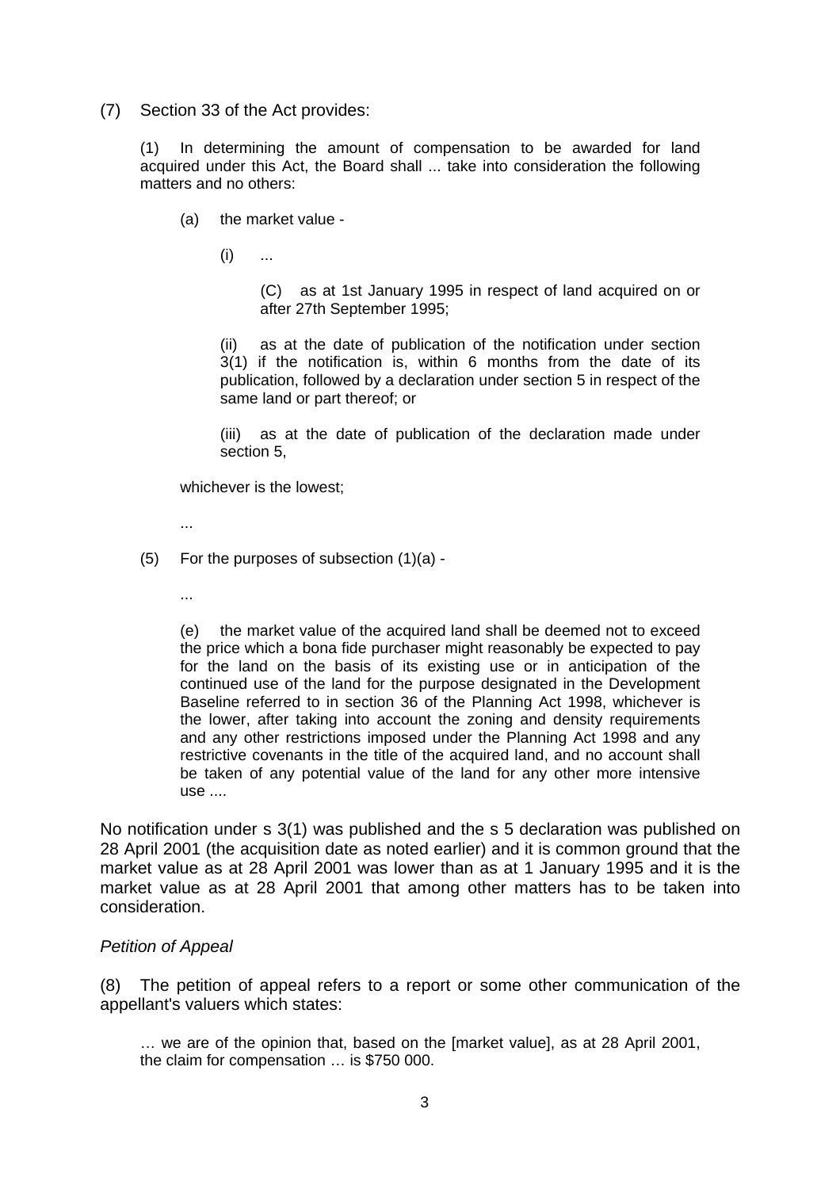(7) Section 33 of the Act provides:

> (1) In determining the amount of compensation to be awarded for land acquired under this Act, the Board shall ... take into consideration the following matters and no others:
>
> (a) the market value -
>
> (i) ...
>
> (C) as at 1st January 1995 in respect of land acquired on or after 27th September 1995;
>
> (ii) as at the date of publication of the notification under section 3(1) if the notification is, within 6 months from the date of its publication, followed by a declaration under section 5 in respect of the same land or part thereof; or
>
> (iii) as at the date of publication of the declaration made under section 5,
>
> whichever is the lowest;
>
> ...
>
> (5) For the purposes of subsection (1)(a) -
>
> ...
>
> (e) the market value of the acquired land shall be deemed not to exceed the price which a bona fide purchaser might reasonably be expected to pay for the land on the basis of its existing use or in anticipation of the continued use of the land for the purpose designated in the Development Baseline referred to in section 36 of the Planning Act 1998, whichever is the lower, after taking into account the zoning and density requirements and any other restrictions imposed under the Planning Act 1998 and any restrictive covenants in the title of the acquired land, and no account shall be taken of any potential value of the land for any other more intensive use ....

No notification under s 3(1) was published and the s 5 declaration was published on 28 April 2001 (the acquisition date as noted earlier) and it is common ground that the market value as at 28 April 2001 was lower than as at 1 January 1995 and it is the market value as at 28 April 2001 that among other matters has to be taken into consideration.

*Petition of Appeal*

(8) The petition of appeal refers to a report or some other communication of the appellant's valuers which states:

> … we are of the opinion that, based on the [market value], as at 28 April 2001, the claim for compensation … is $750 000.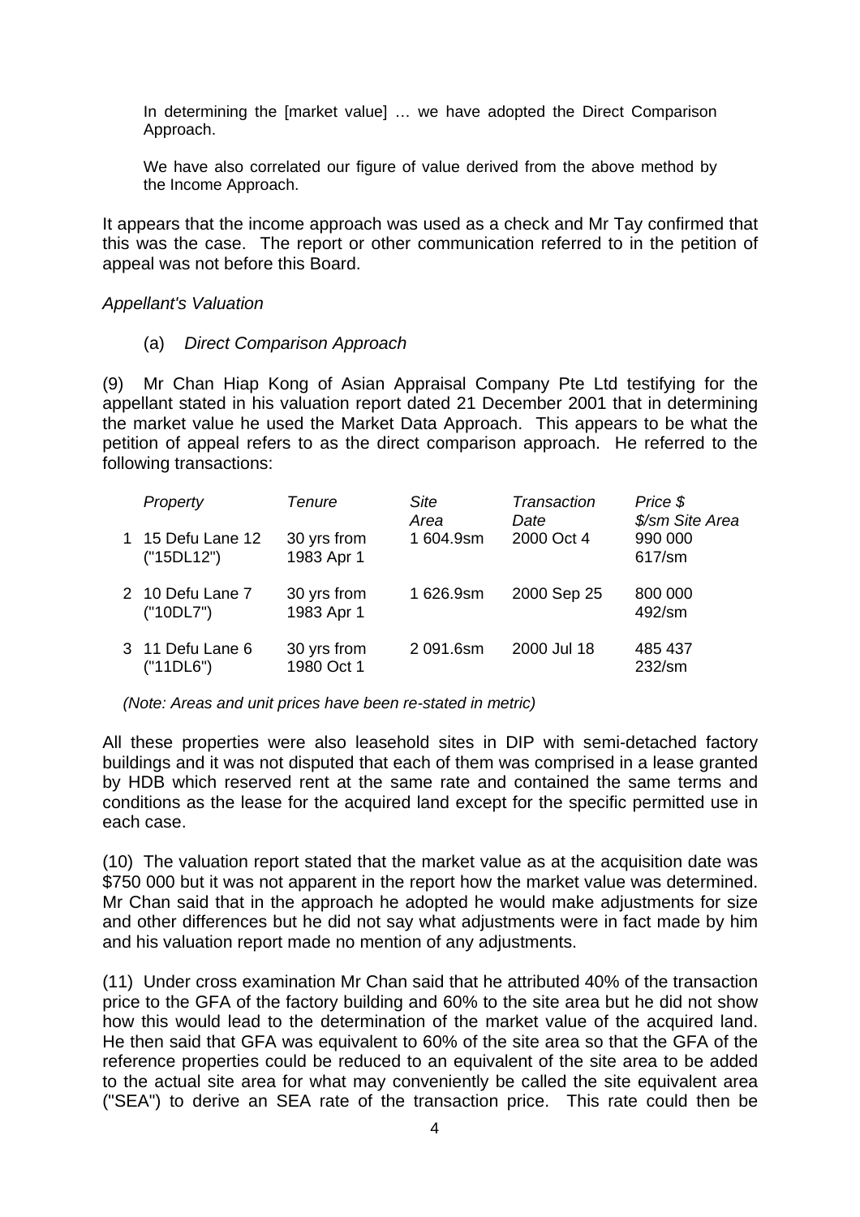> In determining the [market value] … we have adopted the Direct Comparison Approach.
>
> We have also correlated our figure of value derived from the above method by the Income Approach.

It appears that the income approach was used as a check and Mr Tay confirmed that this was the case. The report or other communication referred to in the petition of appeal was not before this Board.

*Appellant's Valuation*

(a) *Direct Comparison Approach*

(9) Mr Chan Hiap Kong of Asian Appraisal Company Pte Ltd testifying for the appellant stated in his valuation report dated 21 December 2001 that in determining the market value he used the Market Data Approach. This appears to be what the petition of appeal refers to as the direct comparison approach. He referred to the following transactions:

| | *Property* | *Tenure* | *Site Area* | *Transaction Date* | *Price $* *$/sm Site Area* |
|---|---|---|---|---|---|
| 1 | 15 Defu Lane 12 ("15DL12") | 30 yrs from 1983 Apr 1 | 1 604.9sm | 2000 Oct 4 | 990 000 617/sm |
| 2 | 10 Defu Lane 7 ("10DL7") | 30 yrs from 1983 Apr 1 | 1 626.9sm | 2000 Sep 25 | 800 000 492/sm |
| 3 | 11 Defu Lane 6 ("11DL6") | 30 yrs from 1980 Oct 1 | 2 091.6sm | 2000 Jul 18 | 485 437 232/sm |

*(Note: Areas and unit prices have been re-stated in metric)*

All these properties were also leasehold sites in DIP with semi-detached factory buildings and it was not disputed that each of them was comprised in a lease granted by HDB which reserved rent at the same rate and contained the same terms and conditions as the lease for the acquired land except for the specific permitted use in each case.

(10) The valuation report stated that the market value as at the acquisition date was $750 000 but it was not apparent in the report how the market value was determined. Mr Chan said that in the approach he adopted he would make adjustments for size and other differences but he did not say what adjustments were in fact made by him and his valuation report made no mention of any adjustments.

(11) Under cross examination Mr Chan said that he attributed 40% of the transaction price to the GFA of the factory building and 60% to the site area but he did not show how this would lead to the determination of the market value of the acquired land. He then said that GFA was equivalent to 60% of the site area so that the GFA of the reference properties could be reduced to an equivalent of the site area to be added to the actual site area for what may conveniently be called the site equivalent area ("SEA") to derive an SEA rate of the transaction price. This rate could then be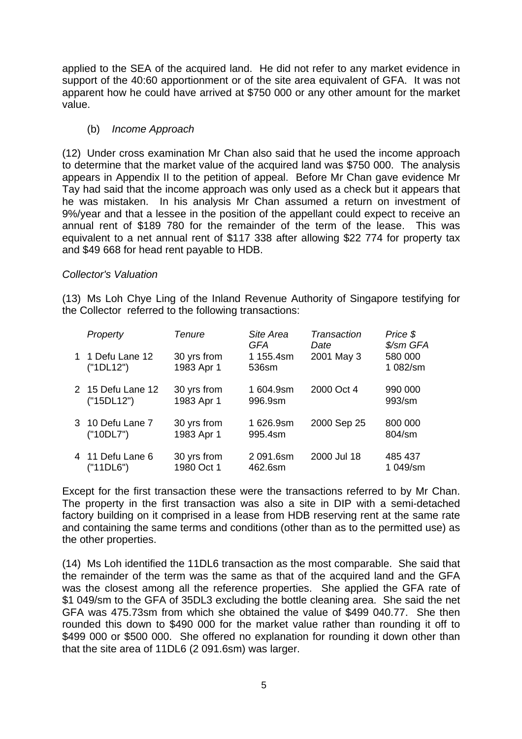applied to the SEA of the acquired land. He did not refer to any market evidence in support of the 40:60 apportionment or of the site area equivalent of GFA. It was not apparent how he could have arrived at $750 000 or any other amount for the market value.

(b) *Income Approach*

(12) Under cross examination Mr Chan also said that he used the income approach to determine that the market value of the acquired land was $750 000. The analysis appears in Appendix II to the petition of appeal. Before Mr Chan gave evidence Mr Tay had said that the income approach was only used as a check but it appears that he was mistaken. In his analysis Mr Chan assumed a return on investment of 9%/year and that a lessee in the position of the appellant could expect to receive an annual rent of $189 780 for the remainder of the term of the lease. This was equivalent to a net annual rent of $117 338 after allowing $22 774 for property tax and $49 668 for head rent payable to HDB.

*Collector's Valuation*

(13) Ms Loh Chye Ling of the Inland Revenue Authority of Singapore testifying for the Collector referred to the following transactions:

| | *Property* | *Tenure* | *Site Area*<br>*GFA* | *Transaction Date* | *Price $*<br>*$/sm GFA* |
|---|---|---|---|---|---|
| 1 | 1 Defu Lane 12<br>("1DL12") | 30 yrs from<br>1983 Apr 1 | 1 155.4sm<br>536sm | 2001 May 3 | 580 000<br>1 082/sm |
| 2 | 15 Defu Lane 12<br>("15DL12") | 30 yrs from<br>1983 Apr 1 | 1 604.9sm<br>996.9sm | 2000 Oct 4 | 990 000<br>993/sm |
| 3 | 10 Defu Lane 7<br>("10DL7") | 30 yrs from<br>1983 Apr 1 | 1 626.9sm<br>995.4sm | 2000 Sep 25 | 800 000<br>804/sm |
| 4 | 11 Defu Lane 6<br>("11DL6") | 30 yrs from<br>1980 Oct 1 | 2 091.6sm<br>462.6sm | 2000 Jul 18 | 485 437<br>1 049/sm |

Except for the first transaction these were the transactions referred to by Mr Chan. The property in the first transaction was also a site in DIP with a semi-detached factory building on it comprised in a lease from HDB reserving rent at the same rate and containing the same terms and conditions (other than as to the permitted use) as the other properties.

(14) Ms Loh identified the 11DL6 transaction as the most comparable. She said that the remainder of the term was the same as that of the acquired land and the GFA was the closest among all the reference properties. She applied the GFA rate of $1 049/sm to the GFA of 35DL3 excluding the bottle cleaning area. She said the net GFA was 475.73sm from which she obtained the value of $499 040.77. She then rounded this down to $490 000 for the market value rather than rounding it off to $499 000 or $500 000. She offered no explanation for rounding it down other than that the site area of 11DL6 (2 091.6sm) was larger.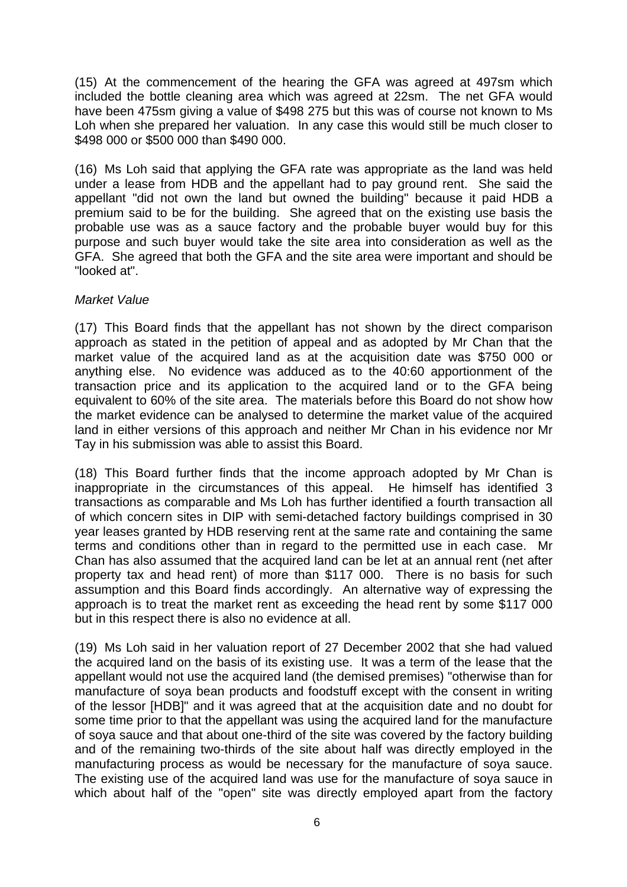(15) At the commencement of the hearing the GFA was agreed at 497sm which included the bottle cleaning area which was agreed at 22sm. The net GFA would have been 475sm giving a value of $498 275 but this was of course not known to Ms Loh when she prepared her valuation. In any case this would still be much closer to $498 000 or $500 000 than $490 000.

(16) Ms Loh said that applying the GFA rate was appropriate as the land was held under a lease from HDB and the appellant had to pay ground rent. She said the appellant "did not own the land but owned the building" because it paid HDB a premium said to be for the building. She agreed that on the existing use basis the probable use was as a sauce factory and the probable buyer would buy for this purpose and such buyer would take the site area into consideration as well as the GFA. She agreed that both the GFA and the site area were important and should be "looked at".

*Market Value*

(17) This Board finds that the appellant has not shown by the direct comparison approach as stated in the petition of appeal and as adopted by Mr Chan that the market value of the acquired land as at the acquisition date was $750 000 or anything else. No evidence was adduced as to the 40:60 apportionment of the transaction price and its application to the acquired land or to the GFA being equivalent to 60% of the site area. The materials before this Board do not show how the market evidence can be analysed to determine the market value of the acquired land in either versions of this approach and neither Mr Chan in his evidence nor Mr Tay in his submission was able to assist this Board.

(18) This Board further finds that the income approach adopted by Mr Chan is inappropriate in the circumstances of this appeal. He himself has identified 3 transactions as comparable and Ms Loh has further identified a fourth transaction all of which concern sites in DIP with semi-detached factory buildings comprised in 30 year leases granted by HDB reserving rent at the same rate and containing the same terms and conditions other than in regard to the permitted use in each case. Mr Chan has also assumed that the acquired land can be let at an annual rent (net after property tax and head rent) of more than $117 000. There is no basis for such assumption and this Board finds accordingly. An alternative way of expressing the approach is to treat the market rent as exceeding the head rent by some $117 000 but in this respect there is also no evidence at all.

(19) Ms Loh said in her valuation report of 27 December 2002 that she had valued the acquired land on the basis of its existing use. It was a term of the lease that the appellant would not use the acquired land (the demised premises) "otherwise than for manufacture of soya bean products and foodstuff except with the consent in writing of the lessor [HDB]" and it was agreed that at the acquisition date and no doubt for some time prior to that the appellant was using the acquired land for the manufacture of soya sauce and that about one-third of the site was covered by the factory building and of the remaining two-thirds of the site about half was directly employed in the manufacturing process as would be necessary for the manufacture of soya sauce. The existing use of the acquired land was use for the manufacture of soya sauce in which about half of the "open" site was directly employed apart from the factory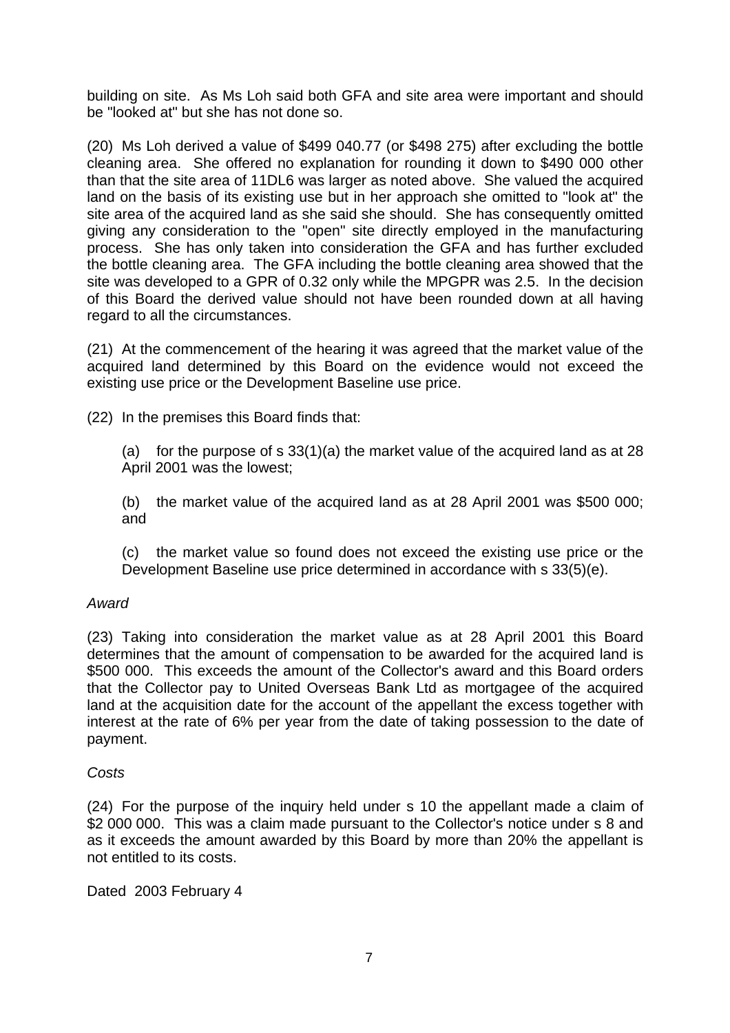building on site. As Ms Loh said both GFA and site area were important and should be "looked at" but she has not done so.

(20) Ms Loh derived a value of $499 040.77 (or $498 275) after excluding the bottle cleaning area. She offered no explanation for rounding it down to $490 000 other than that the site area of 11DL6 was larger as noted above. She valued the acquired land on the basis of its existing use but in her approach she omitted to "look at" the site area of the acquired land as she said she should. She has consequently omitted giving any consideration to the "open" site directly employed in the manufacturing process. She has only taken into consideration the GFA and has further excluded the bottle cleaning area. The GFA including the bottle cleaning area showed that the site was developed to a GPR of 0.32 only while the MPGPR was 2.5. In the decision of this Board the derived value should not have been rounded down at all having regard to all the circumstances.

(21) At the commencement of the hearing it was agreed that the market value of the acquired land determined by this Board on the evidence would not exceed the existing use price or the Development Baseline use price.

(22) In the premises this Board finds that:

(a) for the purpose of s 33(1)(a) the market value of the acquired land as at 28 April 2001 was the lowest;

(b) the market value of the acquired land as at 28 April 2001 was $500 000; and

(c) the market value so found does not exceed the existing use price or the Development Baseline use price determined in accordance with s 33(5)(e).

*Award*

(23) Taking into consideration the market value as at 28 April 2001 this Board determines that the amount of compensation to be awarded for the acquired land is $500 000. This exceeds the amount of the Collector's award and this Board orders that the Collector pay to United Overseas Bank Ltd as mortgagee of the acquired land at the acquisition date for the account of the appellant the excess together with interest at the rate of 6% per year from the date of taking possession to the date of payment.

*Costs*

(24) For the purpose of the inquiry held under s 10 the appellant made a claim of $2 000 000. This was a claim made pursuant to the Collector's notice under s 8 and as it exceeds the amount awarded by this Board by more than 20% the appellant is not entitled to its costs.

Dated 2003 February 4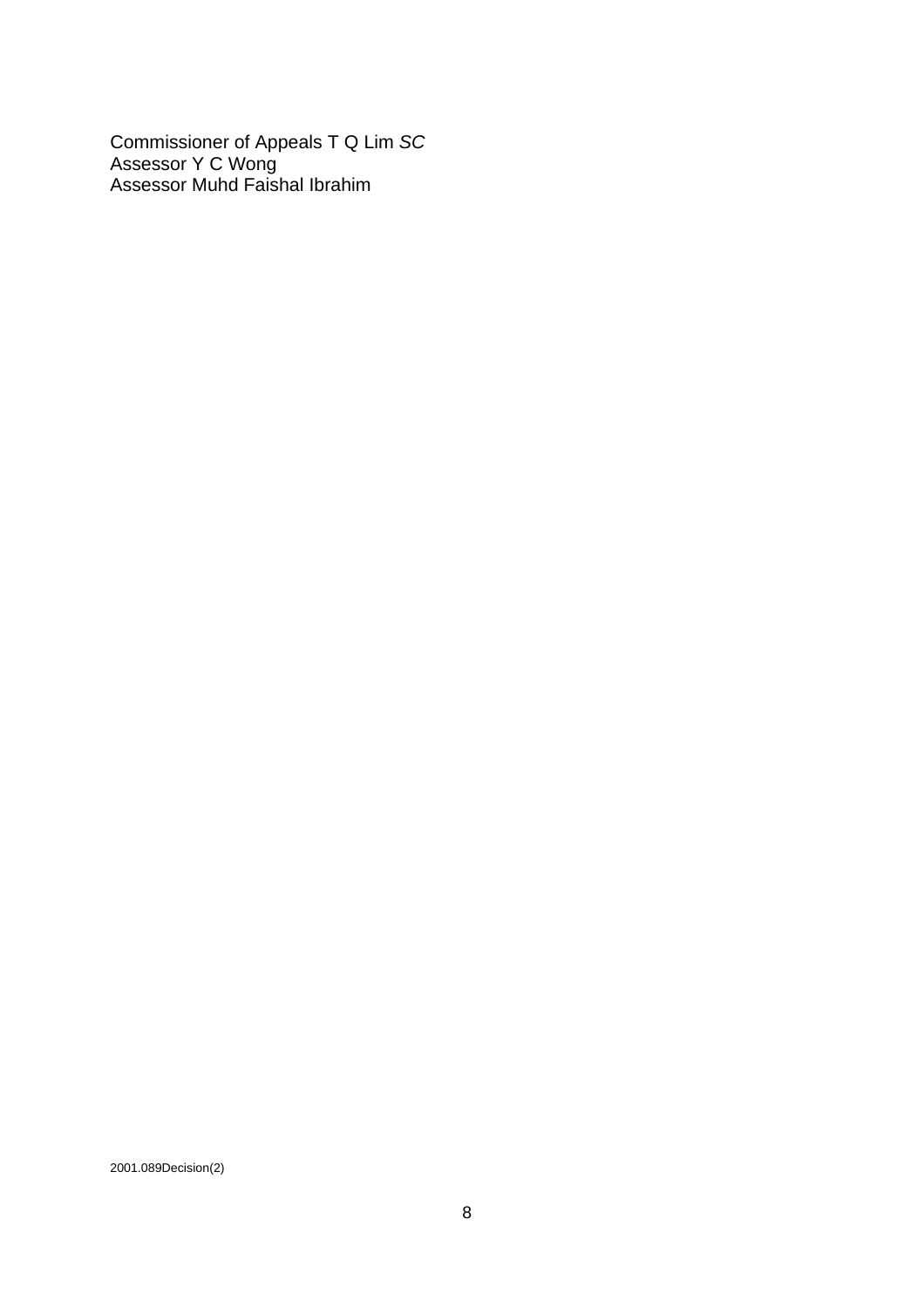Commissioner of Appeals T Q Lim *SC*
Assessor Y C Wong
Assessor Muhd Faishal Ibrahim

2001.089Decision(2)